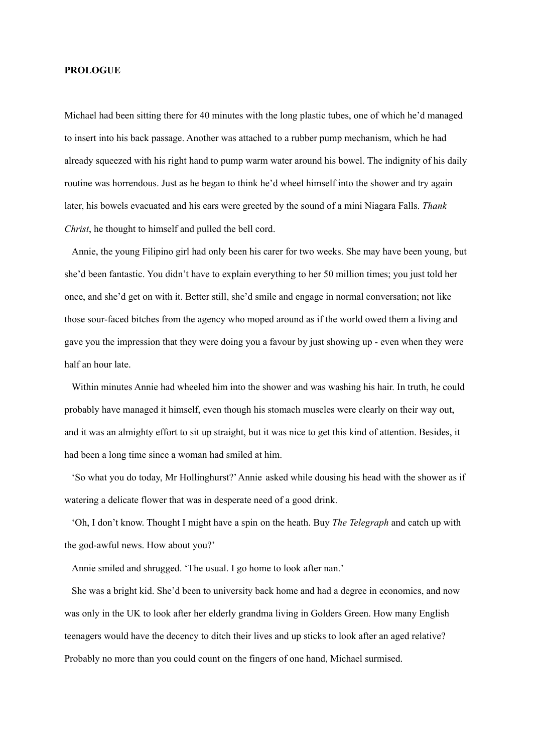**PROLOGUE**

Michael had been sitting there for 40 minutes with the long plastic tubes, one of which he'd managed to insert into his back passage. Another was attached to a rubber pump mechanism, which he had already squeezed with his right hand to pump warm water around his bowel. The indignity of his daily routine was horrendous. Just as he began to think he'd wheel himself into the shower and try again later, his bowels evacuated and his ears were greeted by the sound of a mini Niagara Falls. *Thank Christ*, he thought to himself and pulled the bell cord.

Annie, the young Filipino girl had only been his carer for two weeks. She may have been young, but she'd been fantastic. You didn't have to explain everything to her 50 million times; you just told her once, and she'd get on with it. Better still, she'd smile and engage in normal conversation; not like those sour-faced bitches from the agency who moped around as if the world owed them a living and gave you the impression that they were doing you a favour by just showing up - even when they were half an hour late.

Within minutes Annie had wheeled him into the shower and was washing his hair. In truth, he could probably have managed it himself, even though his stomach muscles were clearly on their way out, and it was an almighty effort to sit up straight, but it was nice to get this kind of attention. Besides, it had been a long time since a woman had smiled at him.

'So what you do today, Mr Hollinghurst?' Annie asked while dousing his head with the shower as if watering a delicate flower that was in desperate need of a good drink.

'Oh, I don't know. Thought I might have a spin on the heath. Buy *The Telegraph* and catch up with the god-awful news. How about you?'

Annie smiled and shrugged. 'The usual. I go home to look after nan.'

She was a bright kid. She'd been to university back home and had a degree in economics, and now was only in the UK to look after her elderly grandma living in Golders Green. How many English teenagers would have the decency to ditch their lives and up sticks to look after an aged relative? Probably no more than you could count on the fingers of one hand, Michael surmised.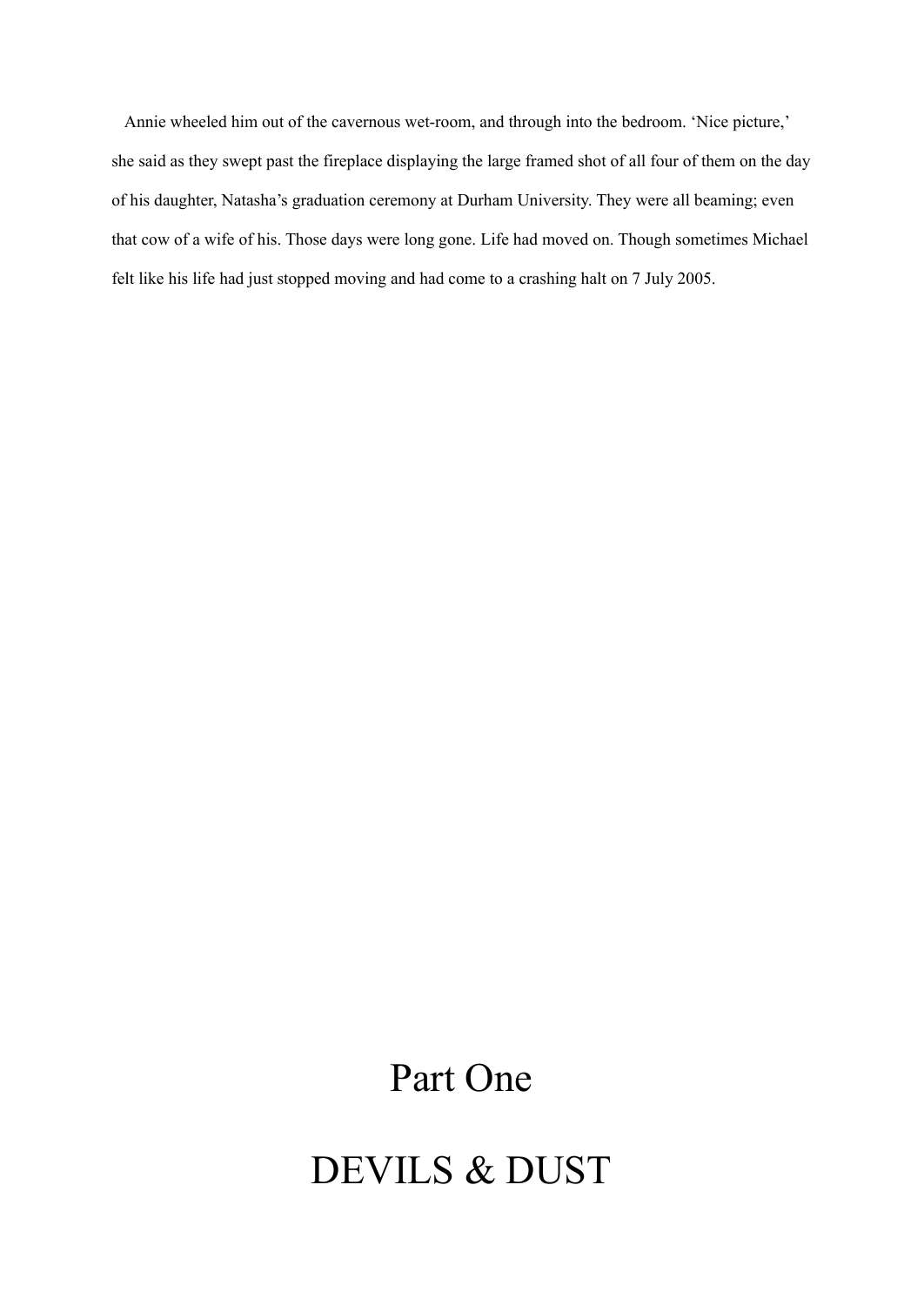Annie wheeled him out of the cavernous wet-room, and through into the bedroom. 'Nice picture,' she said as they swept past the fireplace displaying the large framed shot of all four of them on the day of his daughter, Natasha's graduation ceremony at Durham University. They were all beaming; even that cow of a wife of his. Those days were long gone. Life had moved on. Though sometimes Michael felt like his life had just stopped moving and had come to a crashing halt on 7 July 2005.

# Part One

# DEVILS & DUST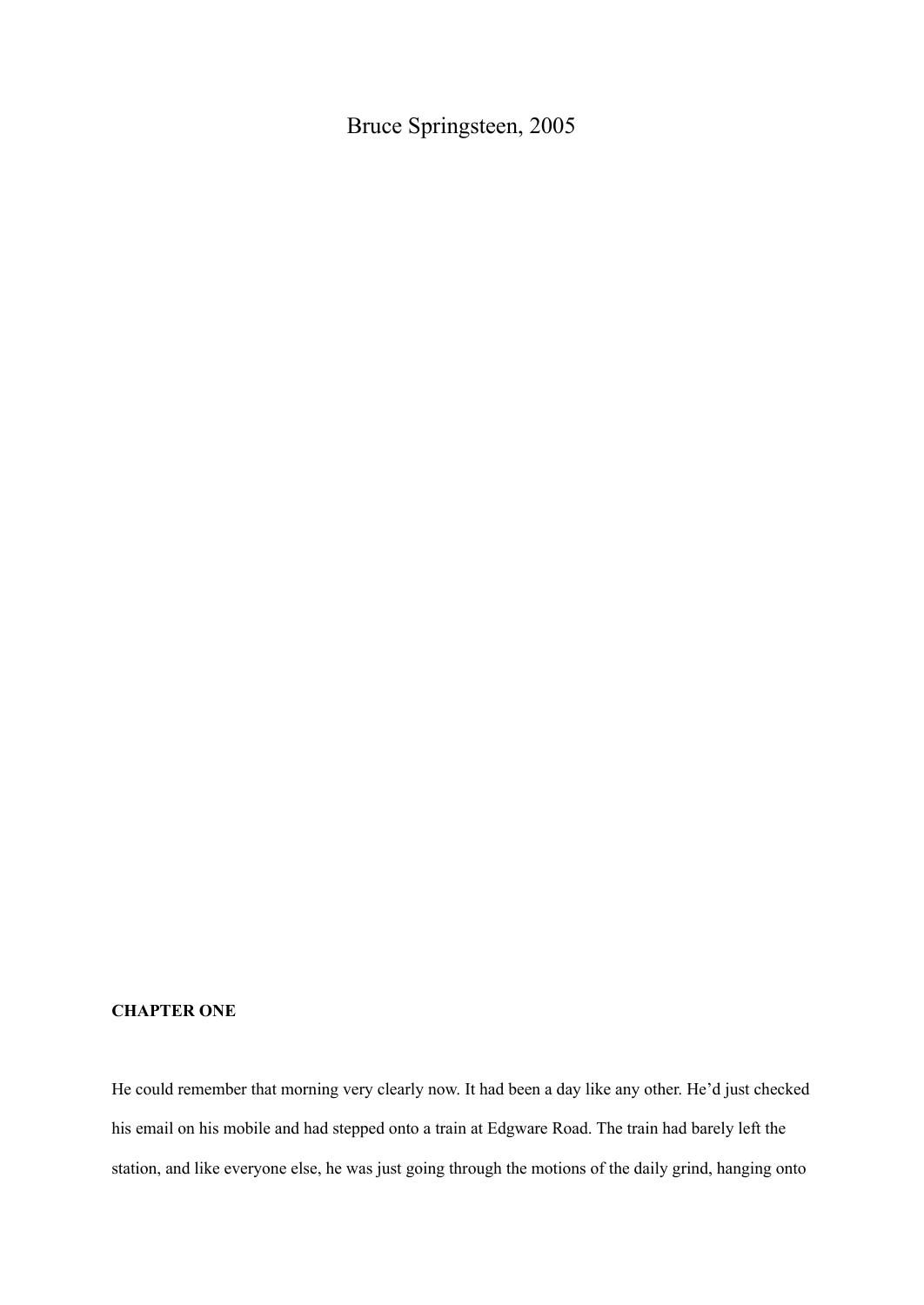Bruce Springsteen, 2005

**CHAPTER ONE**

He could remember that morning very clearly now. It had been a day like any other. He'd just checked his email on his mobile and had stepped onto a train at Edgware Road. The train had barely left the station, and like everyone else, he was just going through the motions of the daily grind, hanging onto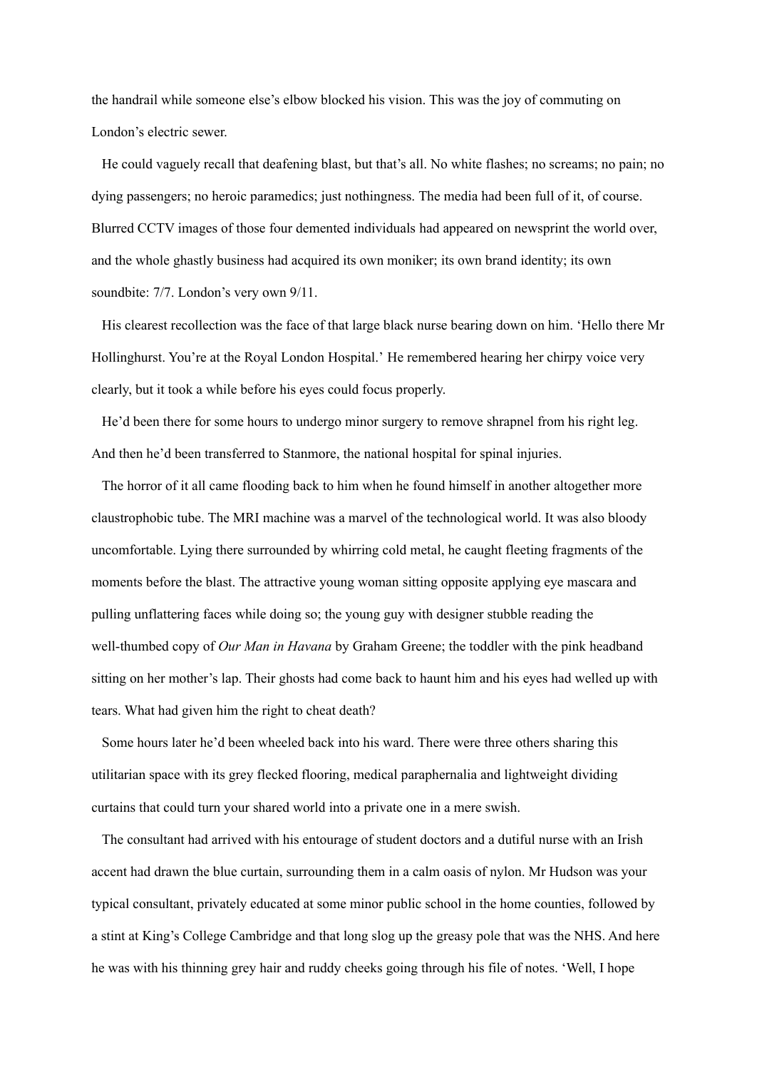the handrail while someone else's elbow blocked his vision. This was the joy of commuting on London's electric sewer.

He could vaguely recall that deafening blast, but that's all. No white flashes; no screams; no pain; no dying passengers; no heroic paramedics; just nothingness. The media had been full of it, of course. Blurred CCTV images of those four demented individuals had appeared on newsprint the world over, and the whole ghastly business had acquired its own moniker; its own brand identity; its own soundbite: 7/7. London's very own 9/11.

His clearest recollection was the face of that large black nurse bearing down on him. 'Hello there Mr Hollinghurst. You're at the Royal London Hospital.' He remembered hearing her chirpy voice very clearly, but it took a while before his eyes could focus properly.

He'd been there for some hours to undergo minor surgery to remove shrapnel from his right leg. And then he'd been transferred to Stanmore, the national hospital for spinal injuries.

The horror of it all came flooding back to him when he found himself in another altogether more claustrophobic tube. The MRI machine was a marvel of the technological world. It was also bloody uncomfortable. Lying there surrounded by whirring cold metal, he caught fleeting fragments of the moments before the blast. The attractive young woman sitting opposite applying eye mascara and pulling unflattering faces while doing so; the young guy with designer stubble reading the well-thumbed copy of *Our Man in Havana* by Graham Greene; the toddler with the pink headband sitting on her mother's lap. Their ghosts had come back to haunt him and his eyes had welled up with tears. What had given him the right to cheat death?

Some hours later he'd been wheeled back into his ward. There were three others sharing this utilitarian space with its grey flecked flooring, medical paraphernalia and lightweight dividing curtains that could turn your shared world into a private one in a mere swish.

The consultant had arrived with his entourage of student doctors and a dutiful nurse with an Irish accent had drawn the blue curtain, surrounding them in a calm oasis of nylon. Mr Hudson was your typical consultant, privately educated at some minor public school in the home counties, followed by a stint at King's College Cambridge and that long slog up the greasy pole that was the NHS. And here he was with his thinning grey hair and ruddy cheeks going through his file of notes. 'Well, I hope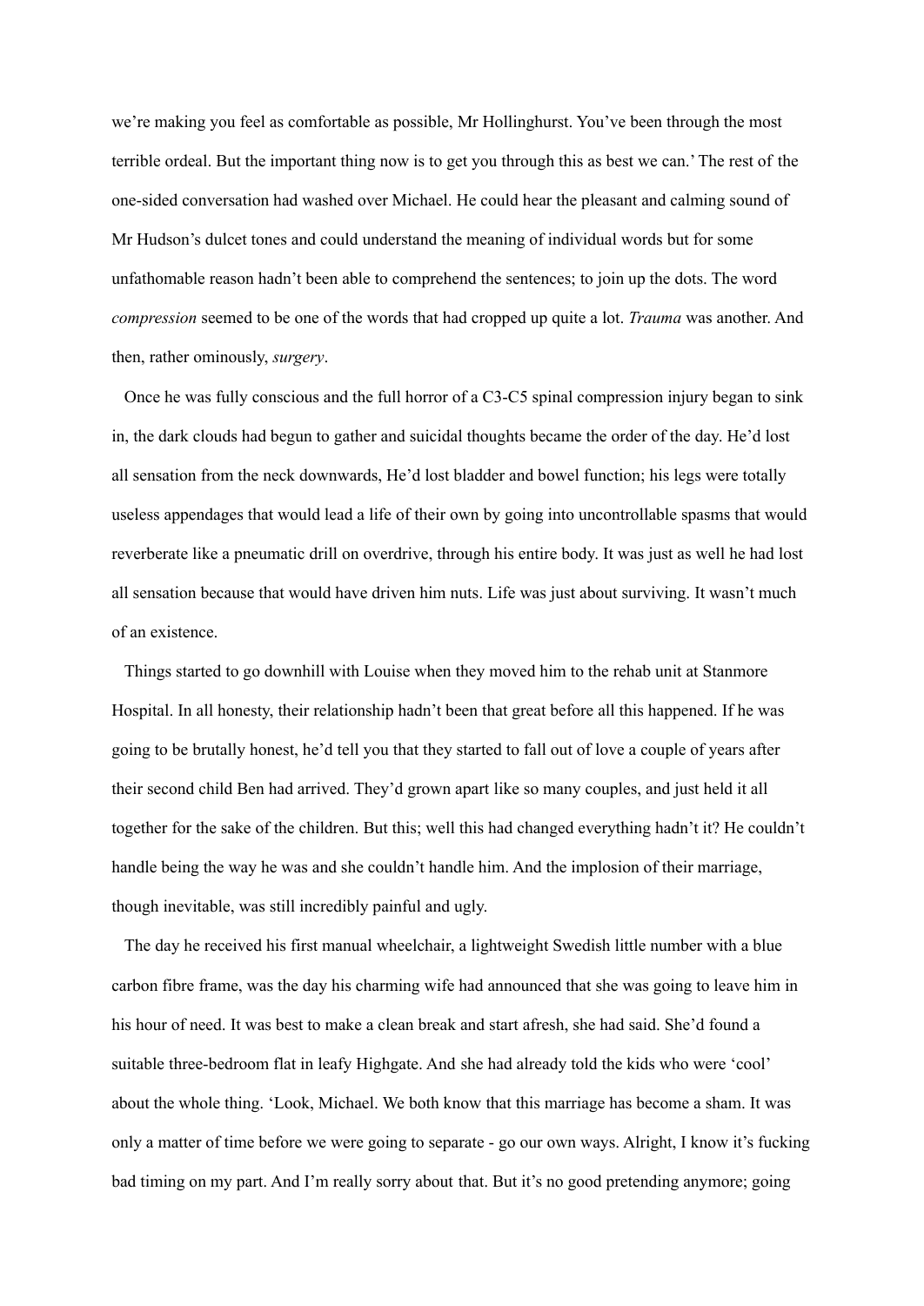we're making you feel as comfortable as possible, Mr Hollinghurst. You've been through the most terrible ordeal. But the important thing now is to get you through this as best we can.' The rest of the one-sided conversation had washed over Michael. He could hear the pleasant and calming sound of Mr Hudson's dulcet tones and could understand the meaning of individual words but for some unfathomable reason hadn't been able to comprehend the sentences; to join up the dots. The word *compression* seemed to be one of the words that had cropped up quite a lot. *Trauma* was another. And then, rather ominously, *surgery*.

Once he was fully conscious and the full horror of a C3-C5 spinal compression injury began to sink in, the dark clouds had begun to gather and suicidal thoughts became the order of the day. He'd lost all sensation from the neck downwards, He'd lost bladder and bowel function; his legs were totally useless appendages that would lead a life of their own by going into uncontrollable spasms that would reverberate like a pneumatic drill on overdrive, through his entire body. It was just as well he had lost all sensation because that would have driven him nuts. Life was just about surviving. It wasn't much of an existence.

Things started to go downhill with Louise when they moved him to the rehab unit at Stanmore Hospital. In all honesty, their relationship hadn't been that great before all this happened. If he was going to be brutally honest, he'd tell you that they started to fall out of love a couple of years after their second child Ben had arrived. They'd grown apart like so many couples, and just held it all together for the sake of the children. But this; well this had changed everything hadn't it? He couldn't handle being the way he was and she couldn't handle him. And the implosion of their marriage, though inevitable, was still incredibly painful and ugly.

The day he received his first manual wheelchair, a lightweight Swedish little number with a blue carbon fibre frame, was the day his charming wife had announced that she was going to leave him in his hour of need. It was best to make a clean break and start afresh, she had said. She'd found a suitable three-bedroom flat in leafy Highgate. And she had already told the kids who were 'cool' about the whole thing. 'Look, Michael. We both know that this marriage has become a sham. It was only a matter of time before we were going to separate - go our own ways. Alright, I know it's fucking bad timing on my part. And I'm really sorry about that. But it's no good pretending anymore; going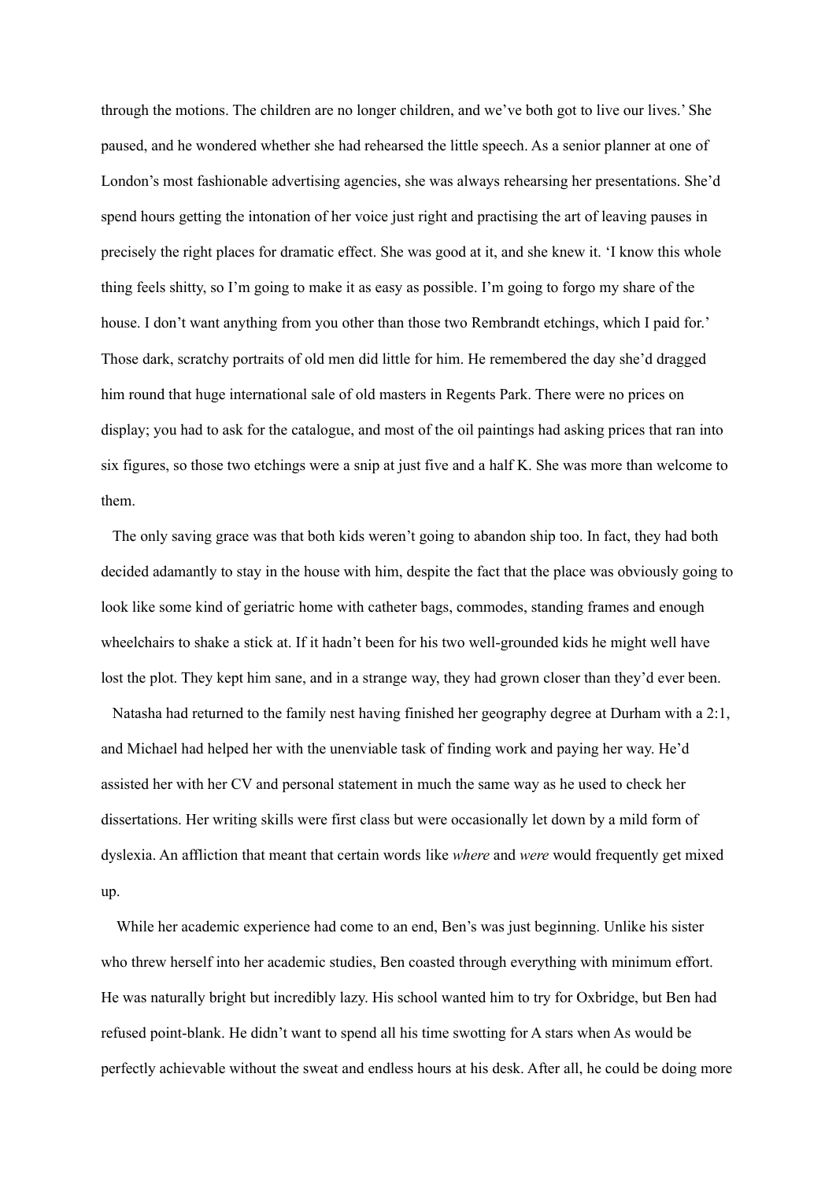through the motions. The children are no longer children, and we've both got to live our lives.' She paused, and he wondered whether she had rehearsed the little speech. As a senior planner at one of London's most fashionable advertising agencies, she was always rehearsing her presentations. She'd spend hours getting the intonation of her voice just right and practising the art of leaving pauses in precisely the right places for dramatic effect. She was good at it, and she knew it. 'I know this whole thing feels shitty, so I'm going to make it as easy as possible. I'm going to forgo my share of the house. I don't want anything from you other than those two Rembrandt etchings, which I paid for.' Those dark, scratchy portraits of old men did little for him. He remembered the day she'd dragged him round that huge international sale of old masters in Regents Park. There were no prices on display; you had to ask for the catalogue, and most of the oil paintings had asking prices that ran into six figures, so those two etchings were a snip at just five and a half K. She was more than welcome to them.

The only saving grace was that both kids weren't going to abandon ship too. In fact, they had both decided adamantly to stay in the house with him, despite the fact that the place was obviously going to look like some kind of geriatric home with catheter bags, commodes, standing frames and enough wheelchairs to shake a stick at. If it hadn't been for his two well-grounded kids he might well have lost the plot. They kept him sane, and in a strange way, they had grown closer than they'd ever been.

Natasha had returned to the family nest having finished her geography degree at Durham with a 2:1, and Michael had helped her with the unenviable task of finding work and paying her way. He'd assisted her with her CV and personal statement in much the same way as he used to check her dissertations. Her writing skills were first class but were occasionally let down by a mild form of dyslexia. An affliction that meant that certain words like *where* and *were* would frequently get mixed up.

While her academic experience had come to an end, Ben's was just beginning. Unlike his sister who threw herself into her academic studies, Ben coasted through everything with minimum effort. He was naturally bright but incredibly lazy. His school wanted him to try for Oxbridge, but Ben had refused point-blank. He didn't want to spend all his time swotting for A stars when As would be perfectly achievable without the sweat and endless hours at his desk. After all, he could be doing more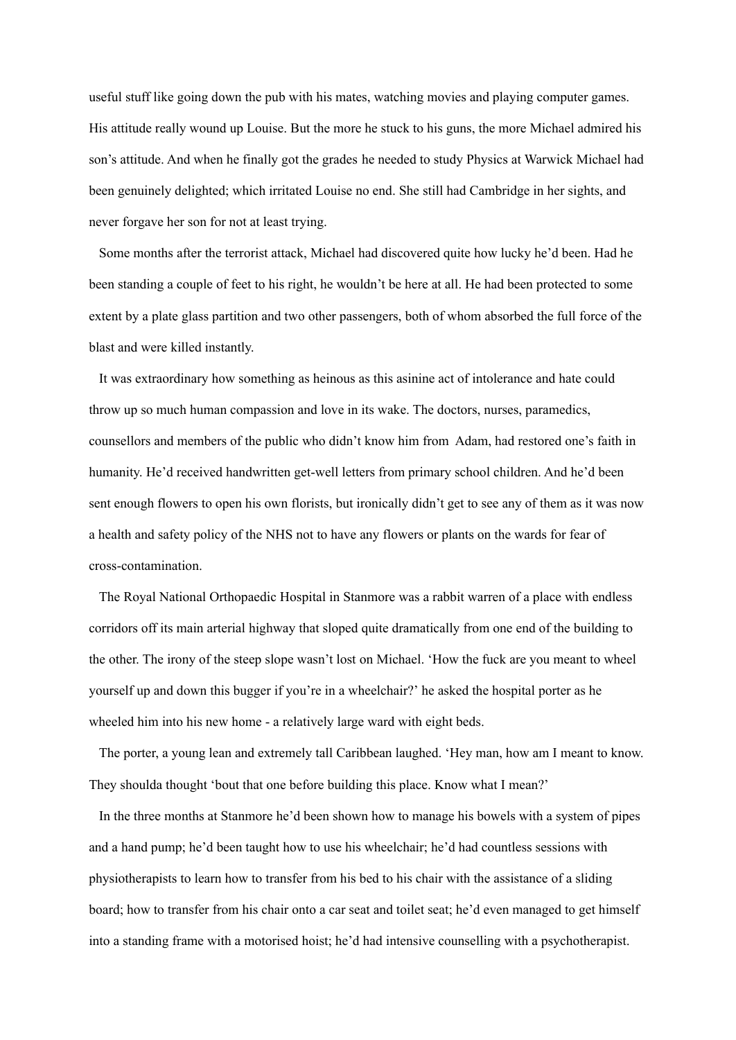useful stuff like going down the pub with his mates, watching movies and playing computer games. His attitude really wound up Louise. But the more he stuck to his guns, the more Michael admired his son's attitude. And when he finally got the grades he needed to study Physics at Warwick Michael had been genuinely delighted; which irritated Louise no end. She still had Cambridge in her sights, and never forgave her son for not at least trying.

Some months after the terrorist attack, Michael had discovered quite how lucky he'd been. Had he been standing a couple of feet to his right, he wouldn't be here at all. He had been protected to some extent by a plate glass partition and two other passengers, both of whom absorbed the full force of the blast and were killed instantly.

It was extraordinary how something as heinous as this asinine act of intolerance and hate could throw up so much human compassion and love in its wake. The doctors, nurses, paramedics, counsellors and members of the public who didn't know him from Adam, had restored one's faith in humanity. He'd received handwritten get-well letters from primary school children. And he'd been sent enough flowers to open his own florists, but ironically didn't get to see any of them as it was now a health and safety policy of the NHS not to have any flowers or plants on the wards for fear of cross-contamination.

The Royal National Orthopaedic Hospital in Stanmore was a rabbit warren of a place with endless corridors off its main arterial highway that sloped quite dramatically from one end of the building to the other. The irony of the steep slope wasn't lost on Michael. 'How the fuck are you meant to wheel yourself up and down this bugger if you're in a wheelchair?' he asked the hospital porter as he wheeled him into his new home - a relatively large ward with eight beds.

The porter, a young lean and extremely tall Caribbean laughed. 'Hey man, how am I meant to know. They shoulda thought 'bout that one before building this place. Know what I mean?'

In the three months at Stanmore he'd been shown how to manage his bowels with a system of pipes and a hand pump; he'd been taught how to use his wheelchair; he'd had countless sessions with physiotherapists to learn how to transfer from his bed to his chair with the assistance of a sliding board; how to transfer from his chair onto a car seat and toilet seat; he'd even managed to get himself into a standing frame with a motorised hoist; he'd had intensive counselling with a psychotherapist.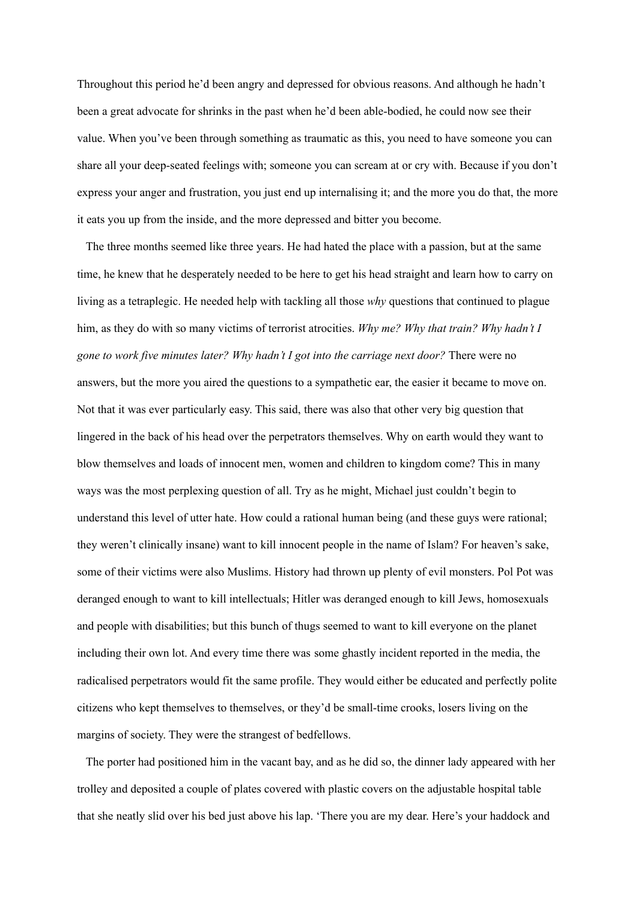Throughout this period he'd been angry and depressed for obvious reasons. And although he hadn't been a great advocate for shrinks in the past when he'd been able-bodied, he could now see their value. When you've been through something as traumatic as this, you need to have someone you can share all your deep-seated feelings with; someone you can scream at or cry with. Because if you don't express your anger and frustration, you just end up internalising it; and the more you do that, the more it eats you up from the inside, and the more depressed and bitter you become.

The three months seemed like three years. He had hated the place with a passion, but at the same time, he knew that he desperately needed to be here to get his head straight and learn how to carry on living as a tetraplegic. He needed help with tackling all those *why* questions that continued to plague him, as they do with so many victims of terrorist atrocities. *Why me? Why that train? Why hadn't I gone to work five minutes later? Why hadn't I got into the carriage next door?* There were no answers, but the more you aired the questions to a sympathetic ear, the easier it became to move on. Not that it was ever particularly easy. This said, there was also that other very big question that lingered in the back of his head over the perpetrators themselves. Why on earth would they want to blow themselves and loads of innocent men, women and children to kingdom come? This in many ways was the most perplexing question of all. Try as he might, Michael just couldn't begin to understand this level of utter hate. How could a rational human being (and these guys were rational; they weren't clinically insane) want to kill innocent people in the name of Islam? For heaven's sake, some of their victims were also Muslims. History had thrown up plenty of evil monsters. Pol Pot was deranged enough to want to kill intellectuals; Hitler was deranged enough to kill Jews, homosexuals and people with disabilities; but this bunch of thugs seemed to want to kill everyone on the planet including their own lot. And every time there was some ghastly incident reported in the media, the radicalised perpetrators would fit the same profile. They would either be educated and perfectly polite citizens who kept themselves to themselves, or they'd be small-time crooks, losers living on the margins of society. They were the strangest of bedfellows.

The porter had positioned him in the vacant bay, and as he did so, the dinner lady appeared with her trolley and deposited a couple of plates covered with plastic covers on the adjustable hospital table that she neatly slid over his bed just above his lap. 'There you are my dear. Here's your haddock and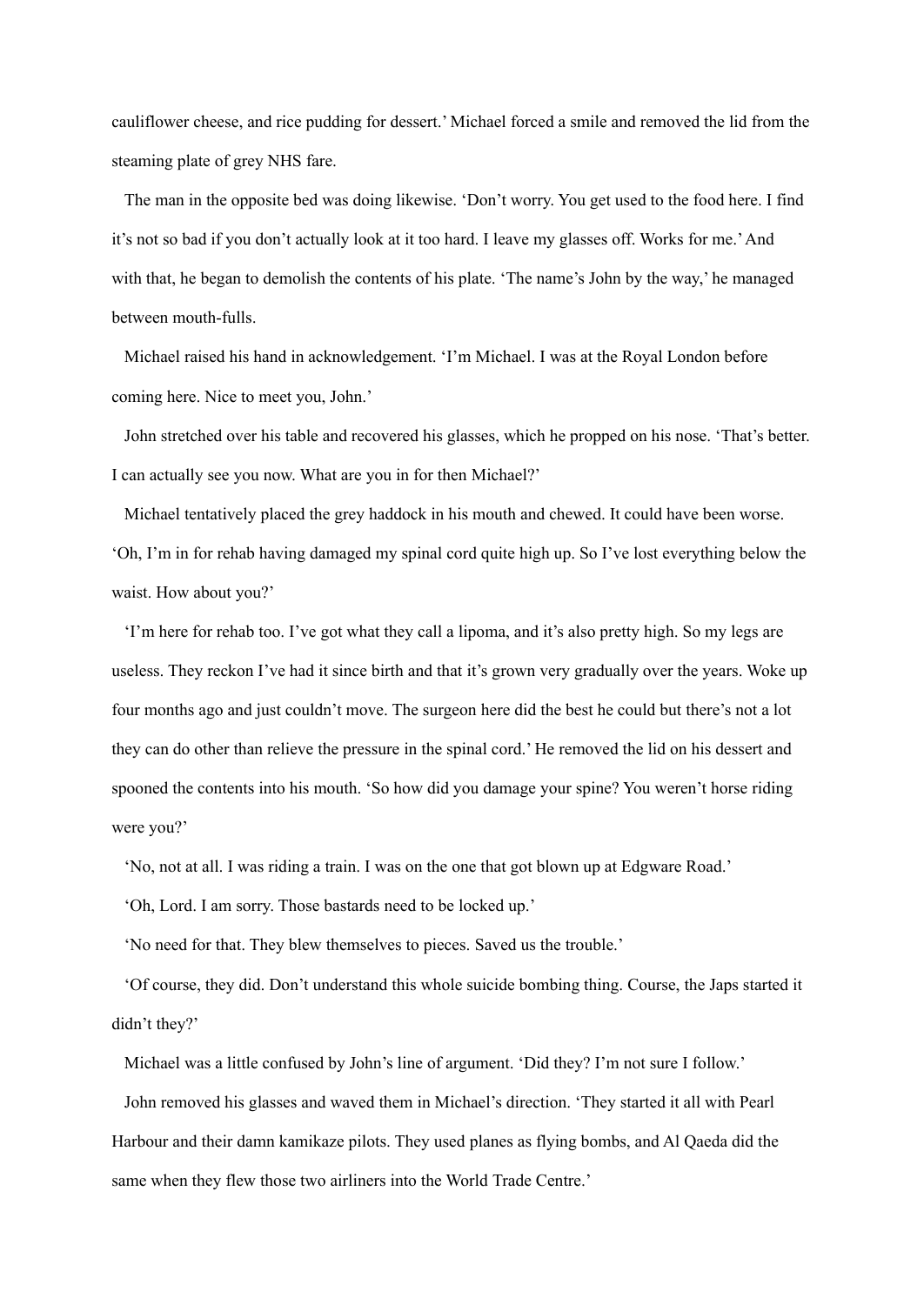cauliflower cheese, and rice pudding for dessert.' Michael forced a smile and removed the lid from the steaming plate of grey NHS fare.

The man in the opposite bed was doing likewise. 'Don't worry. You get used to the food here. I find it's not so bad if you don't actually look at it too hard. I leave my glasses off. Works for me.' And with that, he began to demolish the contents of his plate. 'The name's John by the way,' he managed between mouth-fulls.

Michael raised his hand in acknowledgement. 'I'm Michael. I was at the Royal London before coming here. Nice to meet you, John.'

John stretched over his table and recovered his glasses, which he propped on his nose. 'That's better. I can actually see you now. What are you in for then Michael?'

Michael tentatively placed the grey haddock in his mouth and chewed. It could have been worse. 'Oh, I'm in for rehab having damaged my spinal cord quite high up. So I've lost everything below the waist. How about you?'

'I'm here for rehab too. I've got what they call a lipoma, and it's also pretty high. So my legs are useless. They reckon I've had it since birth and that it's grown very gradually over the years. Woke up four months ago and just couldn't move. The surgeon here did the best he could but there's not a lot they can do other than relieve the pressure in the spinal cord.' He removed the lid on his dessert and spooned the contents into his mouth. 'So how did you damage your spine? You weren't horse riding were you?'

'No, not at all. I was riding a train. I was on the one that got blown up at Edgware Road.'

'Oh, Lord. I am sorry. Those bastards need to be locked up.'

'No need for that. They blew themselves to pieces. Saved us the trouble.'

'Of course, they did. Don't understand this whole suicide bombing thing. Course, the Japs started it didn't they?'

Michael was a little confused by John's line of argument. 'Did they? I'm not sure I follow.'

John removed his glasses and waved them in Michael's direction. 'They started it all with Pearl Harbour and their damn kamikaze pilots. They used planes as flying bombs, and Al Qaeda did the same when they flew those two airliners into the World Trade Centre.'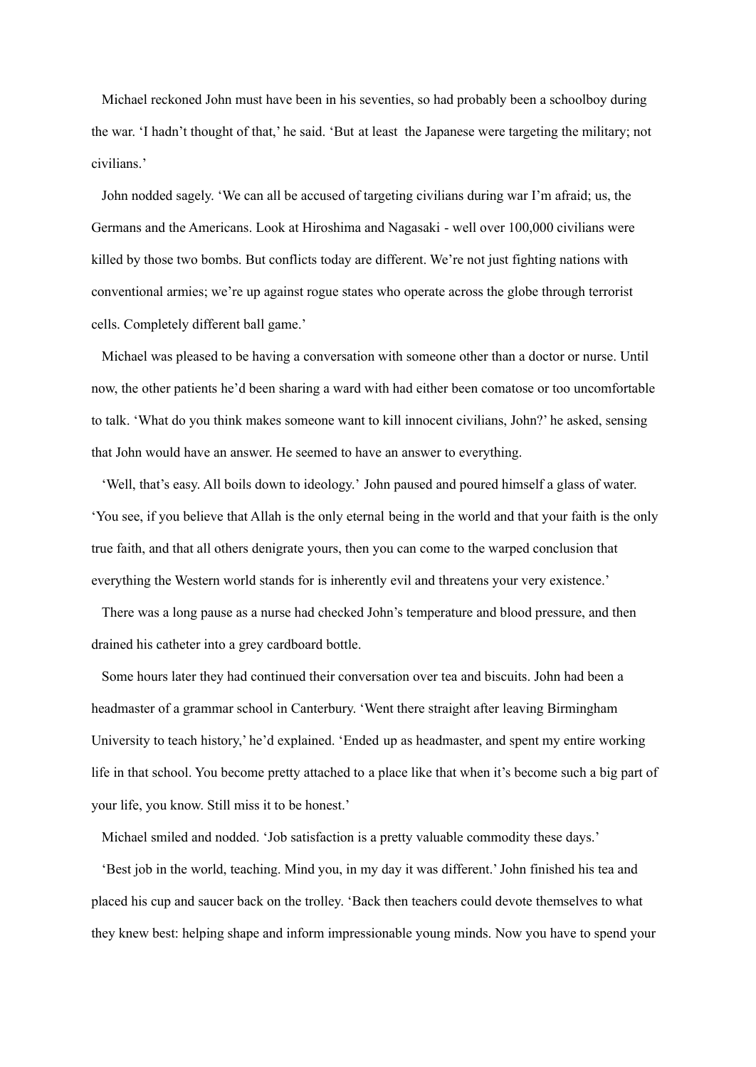Michael reckoned John must have been in his seventies, so had probably been a schoolboy during the war. 'I hadn't thought of that,' he said. 'But at least the Japanese were targeting the military; not civilians.'

John nodded sagely. 'We can all be accused of targeting civilians during war I'm afraid; us, the Germans and the Americans. Look at Hiroshima and Nagasaki - well over 100,000 civilians were killed by those two bombs. But conflicts today are different. We're not just fighting nations with conventional armies; we're up against rogue states who operate across the globe through terrorist cells. Completely different ball game.'

Michael was pleased to be having a conversation with someone other than a doctor or nurse. Until now, the other patients he'd been sharing a ward with had either been comatose or too uncomfortable to talk. 'What do you think makes someone want to kill innocent civilians, John?' he asked, sensing that John would have an answer. He seemed to have an answer to everything.

'Well, that's easy. All boils down to ideology.' John paused and poured himself a glass of water. 'You see, if you believe that Allah is the only eternal being in the world and that your faith is the only true faith, and that all others denigrate yours, then you can come to the warped conclusion that everything the Western world stands for is inherently evil and threatens your very existence.'

There was a long pause as a nurse had checked John's temperature and blood pressure, and then drained his catheter into a grey cardboard bottle.

Some hours later they had continued their conversation over tea and biscuits. John had been a headmaster of a grammar school in Canterbury. 'Went there straight after leaving Birmingham University to teach history,' he'd explained. 'Ended up as headmaster, and spent my entire working life in that school. You become pretty attached to a place like that when it's become such a big part of your life, you know. Still miss it to be honest.'

Michael smiled and nodded. 'Job satisfaction is a pretty valuable commodity these days.'

'Best job in the world, teaching. Mind you, in my day it was different.' John finished his tea and placed his cup and saucer back on the trolley. 'Back then teachers could devote themselves to what they knew best: helping shape and inform impressionable young minds. Now you have to spend your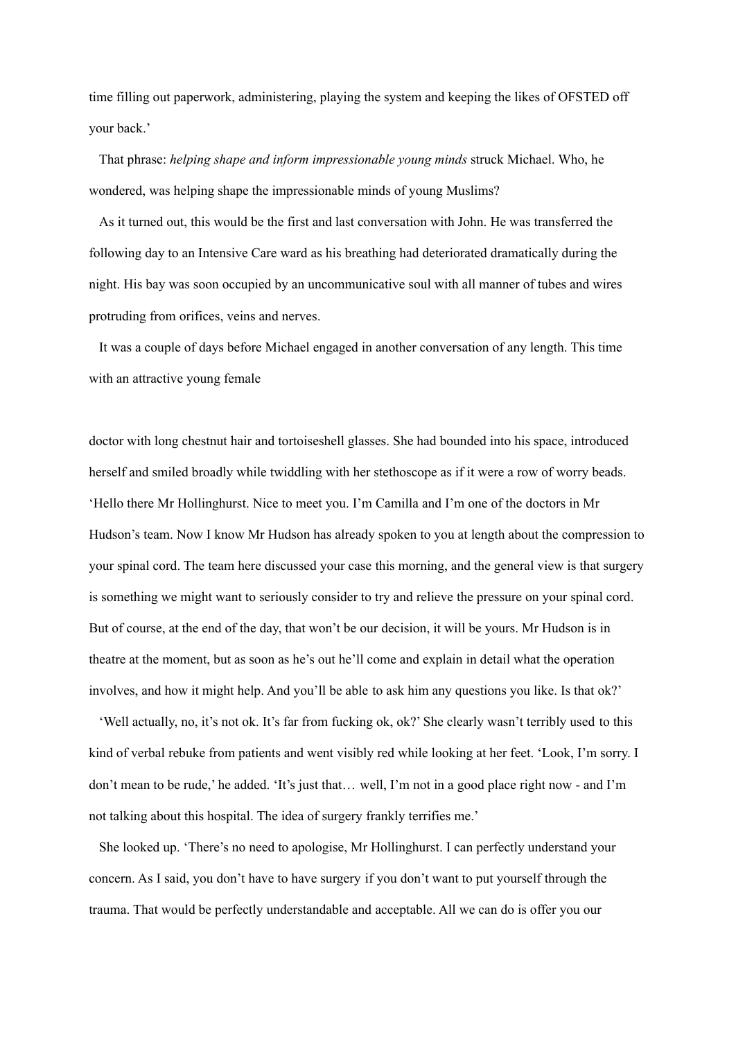time filling out paperwork, administering, playing the system and keeping the likes of OFSTED off your back.'

That phrase: *helping shape and inform impressionable young minds* struck Michael. Who, he wondered, was helping shape the impressionable minds of young Muslims?

As it turned out, this would be the first and last conversation with John. He was transferred the following day to an Intensive Care ward as his breathing had deteriorated dramatically during the night. His bay was soon occupied by an uncommunicative soul with all manner of tubes and wires protruding from orifices, veins and nerves.

It was a couple of days before Michael engaged in another conversation of any length. This time with an attractive young female doctor with long chestnut hair and tortoiseshell glasses. She had bounded into his space, introduced herself and smiled broadly while twiddling with her stethoscope as if it were a row of worry beads. 'Hello there Mr Hollinghurst. Nice to meet you. I'm Camilla and I'm one of the doctors in Mr Hudson's team. Now I know Mr Hudson has already spoken to you at length about the compression to your spinal cord. The team here discussed your case this morning, and the general view is that surgery is something we might want to seriously consider to try and relieve the pressure on your spinal cord. But of course, at the end of the day, that won't be our decision, it will be yours. Mr Hudson is in theatre at the moment, but as soon as he's out he'll come and explain in detail what the operation involves, and how it might help. And you'll be able to ask him any questions you like. Is that ok?'

'Well actually, no, it's not ok. It's far from fucking ok, ok?' She clearly wasn't terribly used to this kind of verbal rebuke from patients and went visibly red while looking at her feet. 'Look, I'm sorry. I don't mean to be rude,' he added. 'It's just that… well, I'm not in a good place right now - and I'm not talking about this hospital. The idea of surgery frankly terrifies me.'

She looked up. 'There's no need to apologise, Mr Hollinghurst. I can perfectly understand your concern. As I said, you don't have to have surgery if you don't want to put yourself through the trauma. That would be perfectly understandable and acceptable. All we can do is offer you our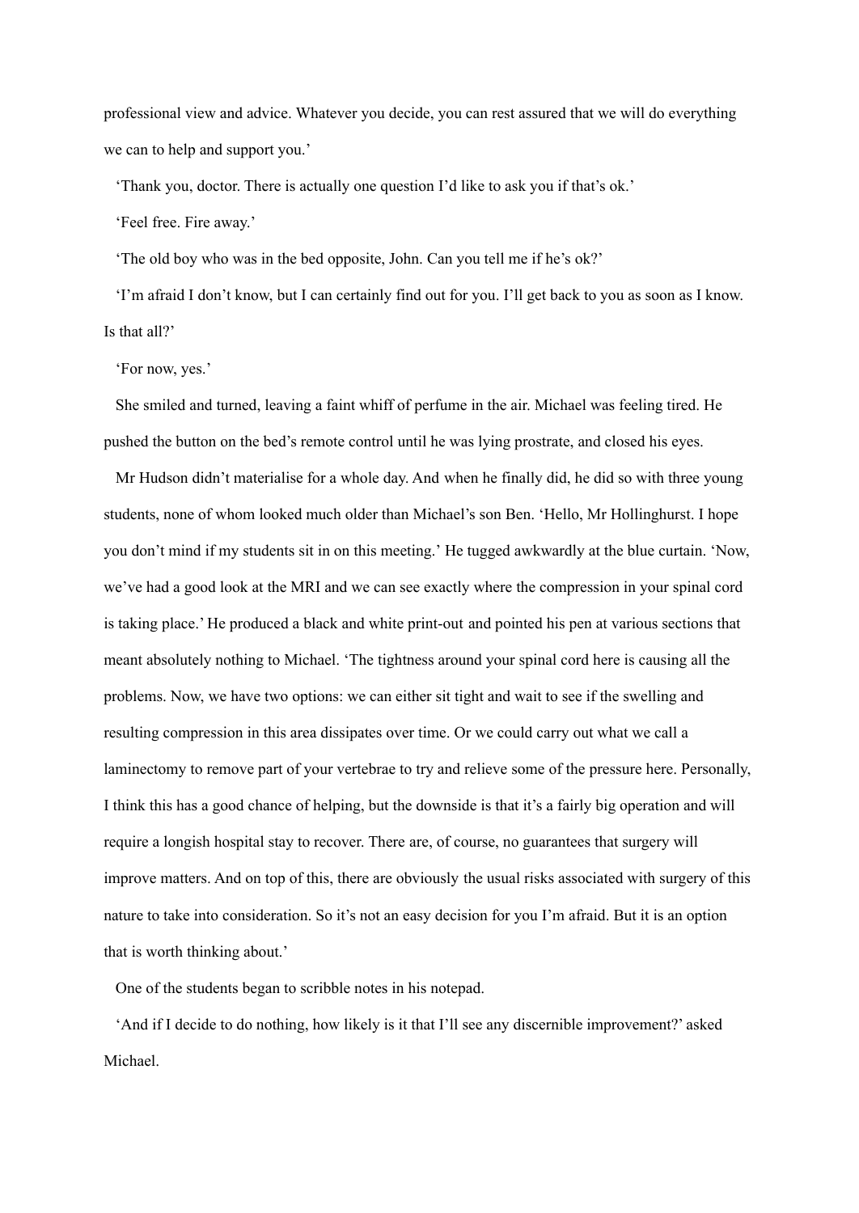professional view and advice. Whatever you decide, you can rest assured that we will do everything we can to help and support you.'

'Thank you, doctor. There is actually one question I'd like to ask you if that's ok.'

'Feel free. Fire away.'

'The old boy who was in the bed opposite, John. Can you tell me if he's ok?'

'I'm afraid I don't know, but I can certainly find out for you. I'll get back to you as soon as I know. Is that all?'

'For now, yes.'

She smiled and turned, leaving a faint whiff of perfume in the air. Michael was feeling tired. He pushed the button on the bed's remote control until he was lying prostrate, and closed his eyes.

Mr Hudson didn't materialise for a whole day. And when he finally did, he did so with three young students, none of whom looked much older than Michael's son Ben. 'Hello, Mr Hollinghurst. I hope you don't mind if my students sit in on this meeting.' He tugged awkwardly at the blue curtain. 'Now, we've had a good look at the MRI and we can see exactly where the compression in your spinal cord is taking place.' He produced a black and white print-out and pointed his pen at various sections that meant absolutely nothing to Michael. 'The tightness around your spinal cord here is causing all the problems. Now, we have two options: we can either sit tight and wait to see if the swelling and resulting compression in this area dissipates over time. Or we could carry out what we call a laminectomy to remove part of your vertebrae to try and relieve some of the pressure here. Personally, I think this has a good chance of helping, but the downside is that it's a fairly big operation and will require a longish hospital stay to recover. There are, of course, no guarantees that surgery will improve matters. And on top of this, there are obviously the usual risks associated with surgery of this nature to take into consideration. So it's not an easy decision for you I'm afraid. But it is an option that is worth thinking about.'

One of the students began to scribble notes in his notepad.

'And if I decide to do nothing, how likely is it that I'll see any discernible improvement?' asked Michael.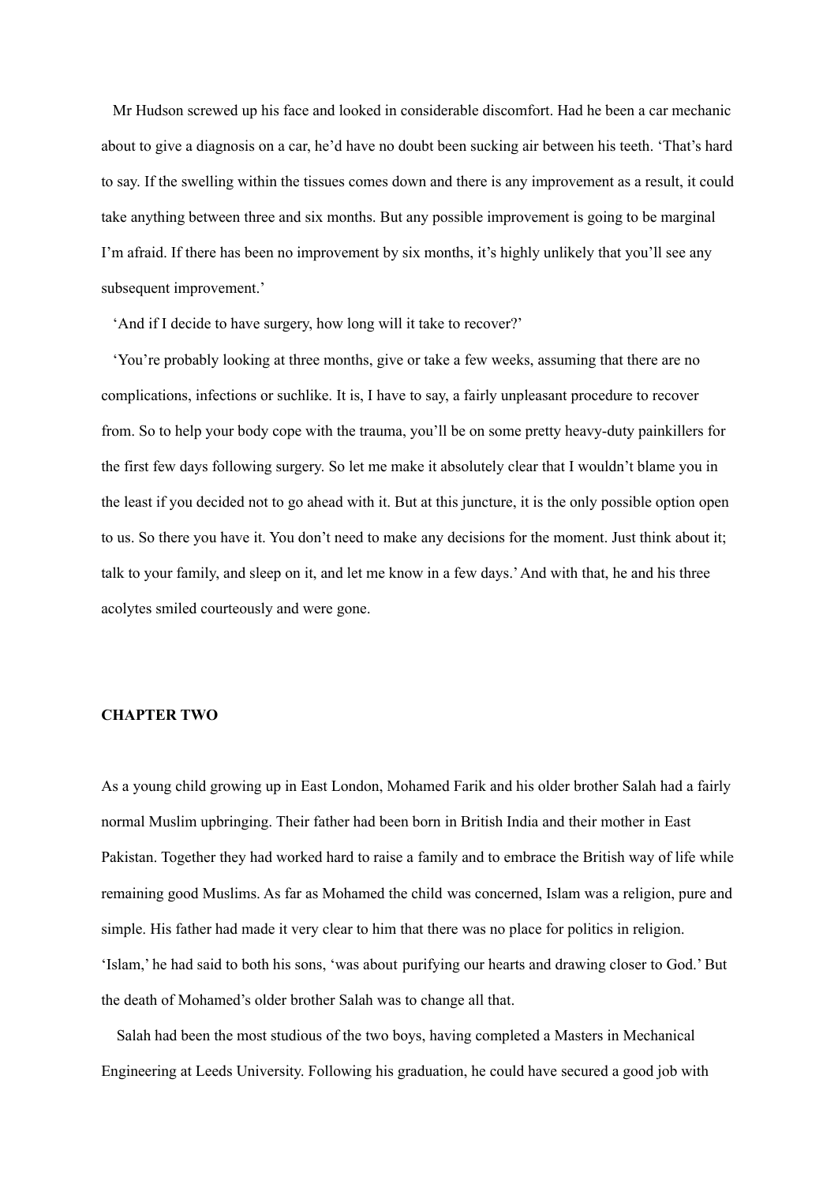Mr Hudson screwed up his face and looked in considerable discomfort. Had he been a car mechanic about to give a diagnosis on a car, he'd have no doubt been sucking air between his teeth. 'That's hard to say. If the swelling within the tissues comes down and there is any improvement as a result, it could take anything between three and six months. But any possible improvement is going to be marginal I'm afraid. If there has been no improvement by six months, it's highly unlikely that you'll see any subsequent improvement.'

'And if I decide to have surgery, how long will it take to recover?'

'You're probably looking at three months, give or take a few weeks, assuming that there are no complications, infections or suchlike. It is, I have to say, a fairly unpleasant procedure to recover from. So to help your body cope with the trauma, you'll be on some pretty heavy-duty painkillers for the first few days following surgery. So let me make it absolutely clear that I wouldn't blame you in the least if you decided not to go ahead with it. But at this juncture, it is the only possible option open to us. So there you have it. You don't need to make any decisions for the moment. Just think about it; talk to your family, and sleep on it, and let me know in a few days.' And with that, he and his three acolytes smiled courteously and were gone.

**CHAPTER TWO**

As a young child growing up in East London, Mohamed Farik and his older brother Salah had a fairly normal Muslim upbringing. Their father had been born in British India and their mother in East Pakistan. Together they had worked hard to raise a family and to embrace the British way of life while remaining good Muslims. As far as Mohamed the child was concerned, Islam was a religion, pure and simple. His father had made it very clear to him that there was no place for politics in religion. 'Islam,' he had said to both his sons, 'was about purifying our hearts and drawing closer to God.' But the death of Mohamed's older brother Salah was to change all that.

Salah had been the most studious of the two boys, having completed a Masters in Mechanical Engineering at Leeds University. Following his graduation, he could have secured a good job with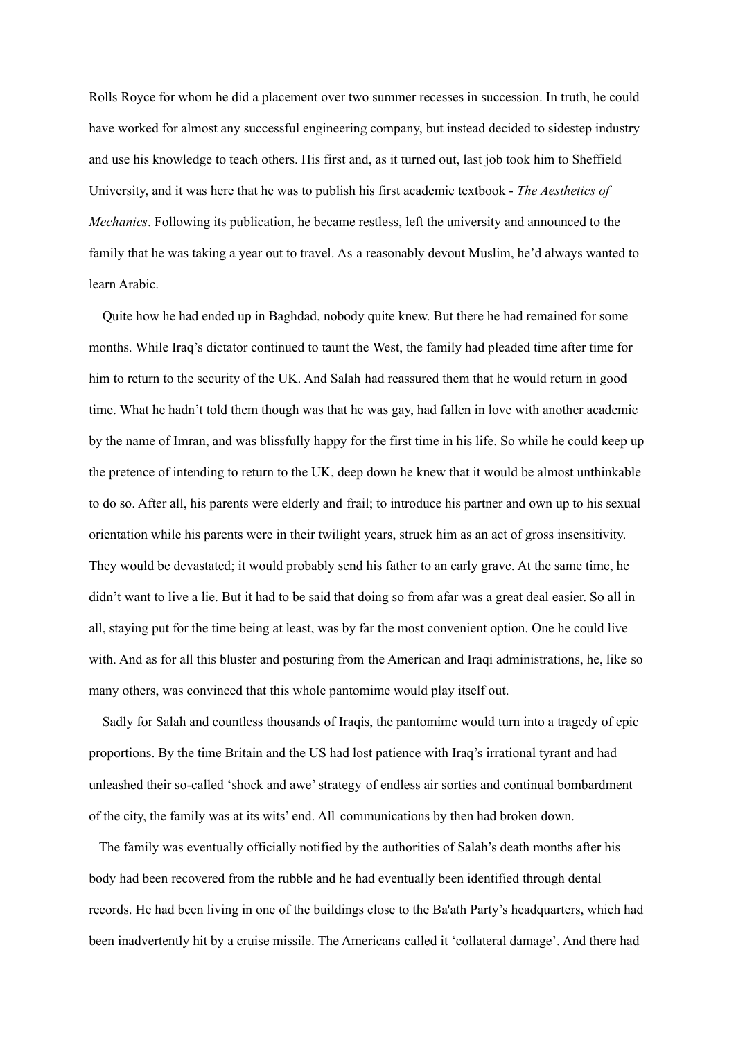Rolls Royce for whom he did a placement over two summer recesses in succession. In truth, he could have worked for almost any successful engineering company, but instead decided to sidestep industry and use his knowledge to teach others. His first and, as it turned out, last job took him to Sheffield University, and it was here that he was to publish his first academic textbook - *The Aesthetics of Mechanics*. Following its publication, he became restless, left the university and announced to the family that he was taking a year out to travel. As a reasonably devout Muslim, he'd always wanted to learn Arabic.

Quite how he had ended up in Baghdad, nobody quite knew. But there he had remained for some months. While Iraq's dictator continued to taunt the West, the family had pleaded time after time for him to return to the security of the UK. And Salah had reassured them that he would return in good time. What he hadn't told them though was that he was gay, had fallen in love with another academic by the name of Imran, and was blissfully happy for the first time in his life. So while he could keep up the pretence of intending to return to the UK, deep down he knew that it would be almost unthinkable to do so. After all, his parents were elderly and frail; to introduce his partner and own up to his sexual orientation while his parents were in their twilight years, struck him as an act of gross insensitivity. They would be devastated; it would probably send his father to an early grave. At the same time, he didn't want to live a lie. But it had to be said that doing so from afar was a great deal easier. So all in all, staying put for the time being at least, was by far the most convenient option. One he could live with. And as for all this bluster and posturing from the American and Iraqi administrations, he, like so many others, was convinced that this whole pantomime would play itself out.

Sadly for Salah and countless thousands of Iraqis, the pantomime would turn into a tragedy of epic proportions. By the time Britain and the US had lost patience with Iraq's irrational tyrant and had unleashed their so-called 'shock and awe' strategy of endless air sorties and continual bombardment of the city, the family was at its wits' end. All communications by then had broken down.

The family was eventually officially notified by the authorities of Salah's death months after his body had been recovered from the rubble and he had eventually been identified through dental records. He had been living in one of the buildings close to the Ba'ath Party's headquarters, which had been inadvertently hit by a cruise missile. The Americans called it 'collateral damage'. And there had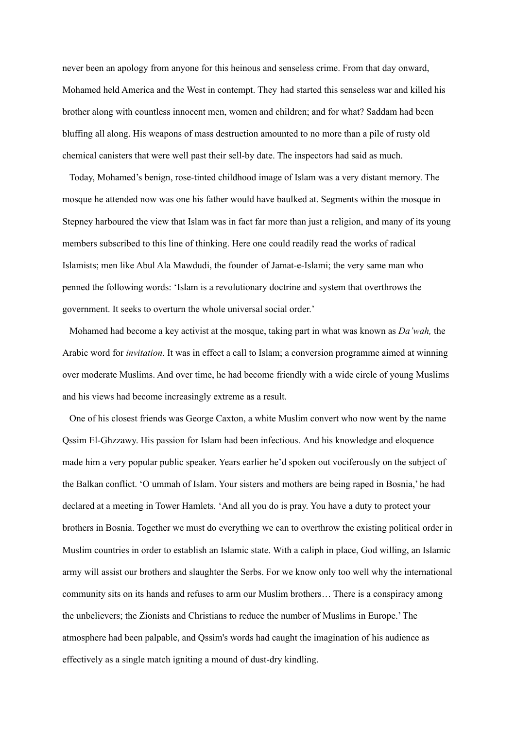never been an apology from anyone for this heinous and senseless crime. From that day onward, Mohamed held America and the West in contempt. They had started this senseless war and killed his brother along with countless innocent men, women and children; and for what? Saddam had been bluffing all along. His weapons of mass destruction amounted to no more than a pile of rusty old chemical canisters that were well past their sell-by date. The inspectors had said as much.

Today, Mohamed's benign, rose-tinted childhood image of Islam was a very distant memory. The mosque he attended now was one his father would have baulked at. Segments within the mosque in Stepney harboured the view that Islam was in fact far more than just a religion, and many of its young members subscribed to this line of thinking. Here one could readily read the works of radical Islamists; men like Abul Ala Mawdudi, the founder of Jamat-e-Islami; the very same man who penned the following words: 'Islam is a revolutionary doctrine and system that overthrows the government. It seeks to overturn the whole universal social order.'

Mohamed had become a key activist at the mosque, taking part in what was known as *Da'wah,* the Arabic word for *invitation*. It was in effect a call to Islam; a conversion programme aimed at winning over moderate Muslims. And over time, he had become friendly with a wide circle of young Muslims and his views had become increasingly extreme as a result.

One of his closest friends was George Caxton, a white Muslim convert who now went by the name Qssim El-Ghzzawy. His passion for Islam had been infectious. And his knowledge and eloquence made him a very popular public speaker. Years earlier he'd spoken out vociferously on the subject of the Balkan conflict. 'O ummah of Islam. Your sisters and mothers are being raped in Bosnia,' he had declared at a meeting in Tower Hamlets. 'And all you do is pray. You have a duty to protect your brothers in Bosnia. Together we must do everything we can to overthrow the existing political order in Muslim countries in order to establish an Islamic state. With a caliph in place, God willing, an Islamic army will assist our brothers and slaughter the Serbs. For we know only too well why the international community sits on its hands and refuses to arm our Muslim brothers… There is a conspiracy among the unbelievers; the Zionists and Christians to reduce the number of Muslims in Europe.' The atmosphere had been palpable, and Qssim's words had caught the imagination of his audience as effectively as a single match igniting a mound of dust-dry kindling.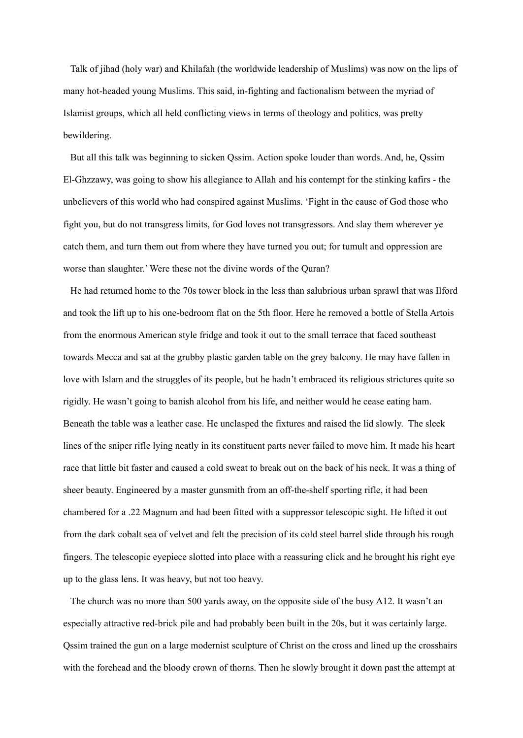Talk of jihad (holy war) and Khilafah (the worldwide leadership of Muslims) was now on the lips of many hot-headed young Muslims. This said, in-fighting and factionalism between the myriad of Islamist groups, which all held conflicting views in terms of theology and politics, was pretty bewildering.

But all this talk was beginning to sicken Qssim. Action spoke louder than words. And, he, Qssim El-Ghzzawy, was going to show his allegiance to Allah and his contempt for the stinking kafirs - the unbelievers of this world who had conspired against Muslims. 'Fight in the cause of God those who fight you, but do not transgress limits, for God loves not transgressors. And slay them wherever ye catch them, and turn them out from where they have turned you out; for tumult and oppression are worse than slaughter.' Were these not the divine words of the Quran?

He had returned home to the 70s tower block in the less than salubrious urban sprawl that was Ilford and took the lift up to his one-bedroom flat on the 5th floor. Here he removed a bottle of Stella Artois from the enormous American style fridge and took it out to the small terrace that faced southeast towards Mecca and sat at the grubby plastic garden table on the grey balcony. He may have fallen in love with Islam and the struggles of its people, but he hadn't embraced its religious strictures quite so rigidly. He wasn't going to banish alcohol from his life, and neither would he cease eating ham. Beneath the table was a leather case. He unclasped the fixtures and raised the lid slowly. The sleek lines of the sniper rifle lying neatly in its constituent parts never failed to move him. It made his heart race that little bit faster and caused a cold sweat to break out on the back of his neck. It was a thing of sheer beauty. Engineered by a master gunsmith from an off-the-shelf sporting rifle, it had been chambered for a .22 Magnum and had been fitted with a suppressor telescopic sight. He lifted it out from the dark cobalt sea of velvet and felt the precision of its cold steel barrel slide through his rough fingers. The telescopic eyepiece slotted into place with a reassuring click and he brought his right eye up to the glass lens. It was heavy, but not too heavy.

The church was no more than 500 yards away, on the opposite side of the busy A12. It wasn't an especially attractive red-brick pile and had probably been built in the 20s, but it was certainly large. Qssim trained the gun on a large modernist sculpture of Christ on the cross and lined up the crosshairs with the forehead and the bloody crown of thorns. Then he slowly brought it down past the attempt at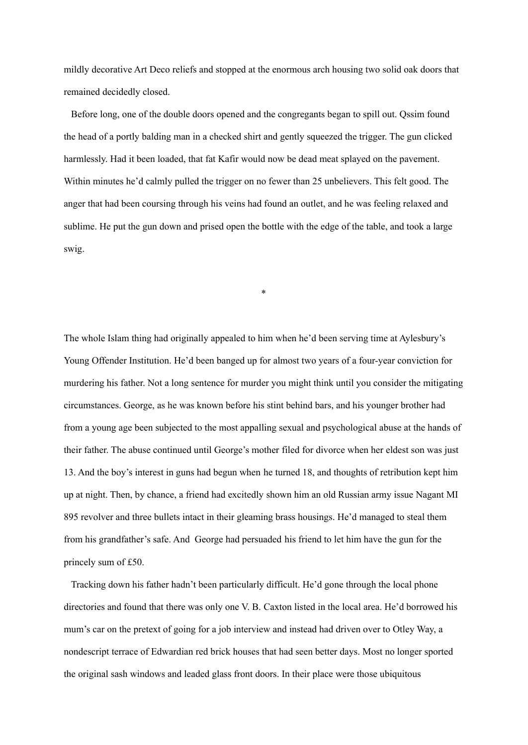mildly decorative Art Deco reliefs and stopped at the enormous arch housing two solid oak doors that remained decidedly closed.

Before long, one of the double doors opened and the congregants began to spill out. Qssim found the head of a portly balding man in a checked shirt and gently squeezed the trigger. The gun clicked harmlessly. Had it been loaded, that fat Kafir would now be dead meat splayed on the pavement. Within minutes he'd calmly pulled the trigger on no fewer than 25 unbelievers. This felt good. The anger that had been coursing through his veins had found an outlet, and he was feeling relaxed and sublime. He put the gun down and prised open the bottle with the edge of the table, and took a large swig.

*

The whole Islam thing had originally appealed to him when he'd been serving time at Aylesbury's Young Offender Institution. He'd been banged up for almost two years of a four-year conviction for murdering his father. Not a long sentence for murder you might think until you consider the mitigating circumstances. George, as he was known before his stint behind bars, and his younger brother had from a young age been subjected to the most appalling sexual and psychological abuse at the hands of their father. The abuse continued until George's mother filed for divorce when her eldest son was just 13. And the boy's interest in guns had begun when he turned 18, and thoughts of retribution kept him up at night. Then, by chance, a friend had excitedly shown him an old Russian army issue Nagant MI 895 revolver and three bullets intact in their gleaming brass housings. He'd managed to steal them from his grandfather's safe. And George had persuaded his friend to let him have the gun for the princely sum of £50.

Tracking down his father hadn't been particularly difficult. He'd gone through the local phone directories and found that there was only one V. B. Caxton listed in the local area. He'd borrowed his mum's car on the pretext of going for a job interview and instead had driven over to Otley Way, a nondescript terrace of Edwardian red brick houses that had seen better days. Most no longer sported the original sash windows and leaded glass front doors. In their place were those ubiquitous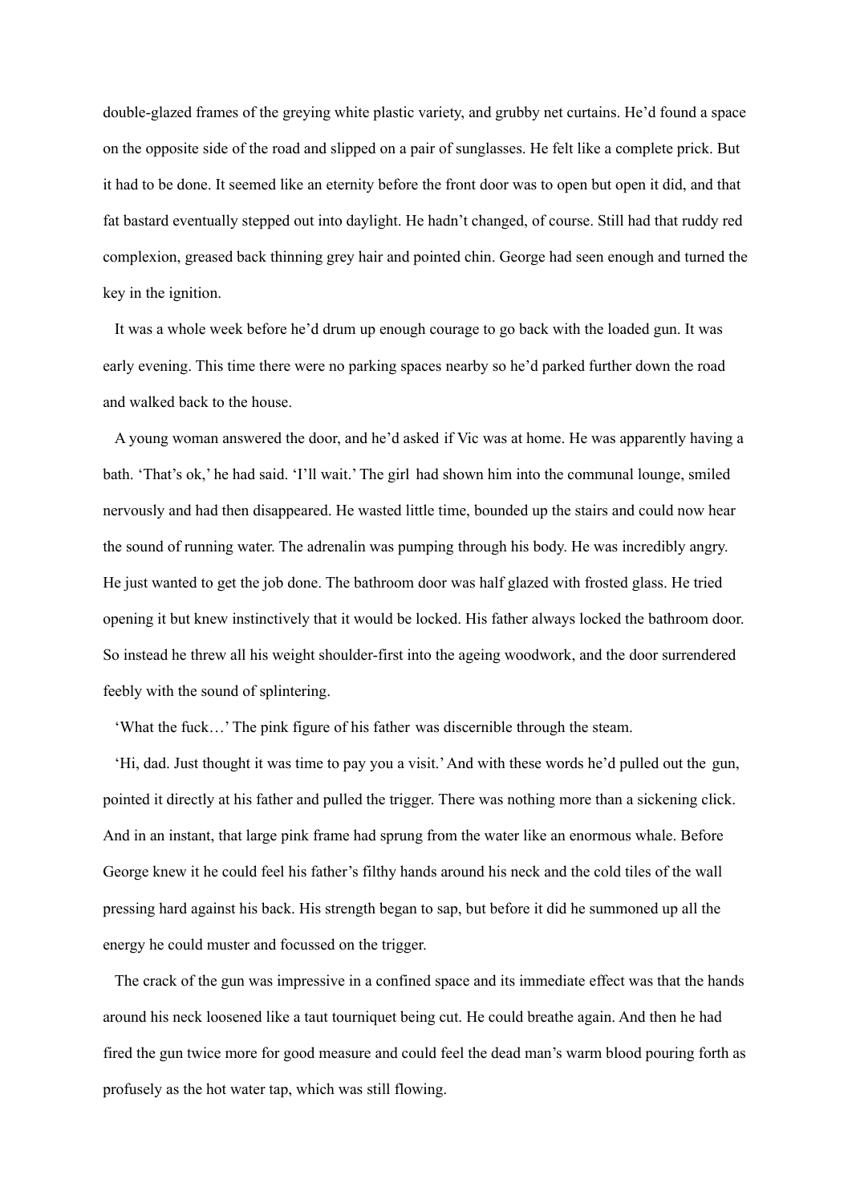double-glazed frames of the greying white plastic variety, and grubby net curtains. He'd found a space on the opposite side of the road and slipped on a pair of sunglasses. He felt like a complete prick. But it had to be done. It seemed like an eternity before the front door was to open but open it did, and that fat bastard eventually stepped out into daylight. He hadn't changed, of course. Still had that ruddy red complexion, greased back thinning grey hair and pointed chin. George had seen enough and turned the key in the ignition.

It was a whole week before he'd drum up enough courage to go back with the loaded gun. It was early evening. This time there were no parking spaces nearby so he'd parked further down the road and walked back to the house.

A young woman answered the door, and he'd asked if Vic was at home. He was apparently having a bath. 'That's ok,' he had said. 'I'll wait.' The girl had shown him into the communal lounge, smiled nervously and had then disappeared. He wasted little time, bounded up the stairs and could now hear the sound of running water. The adrenalin was pumping through his body. He was incredibly angry. He just wanted to get the job done. The bathroom door was half glazed with frosted glass. He tried opening it but knew instinctively that it would be locked. His father always locked the bathroom door. So instead he threw all his weight shoulder-first into the ageing woodwork, and the door surrendered feebly with the sound of splintering.

'What the fuck…' The pink figure of his father was discernible through the steam.

'Hi, dad. Just thought it was time to pay you a visit.' And with these words he'd pulled out the gun, pointed it directly at his father and pulled the trigger. There was nothing more than a sickening click. And in an instant, that large pink frame had sprung from the water like an enormous whale. Before George knew it he could feel his father's filthy hands around his neck and the cold tiles of the wall pressing hard against his back. His strength began to sap, but before it did he summoned up all the energy he could muster and focussed on the trigger.

The crack of the gun was impressive in a confined space and its immediate effect was that the hands around his neck loosened like a taut tourniquet being cut. He could breathe again. And then he had fired the gun twice more for good measure and could feel the dead man's warm blood pouring forth as profusely as the hot water tap, which was still flowing.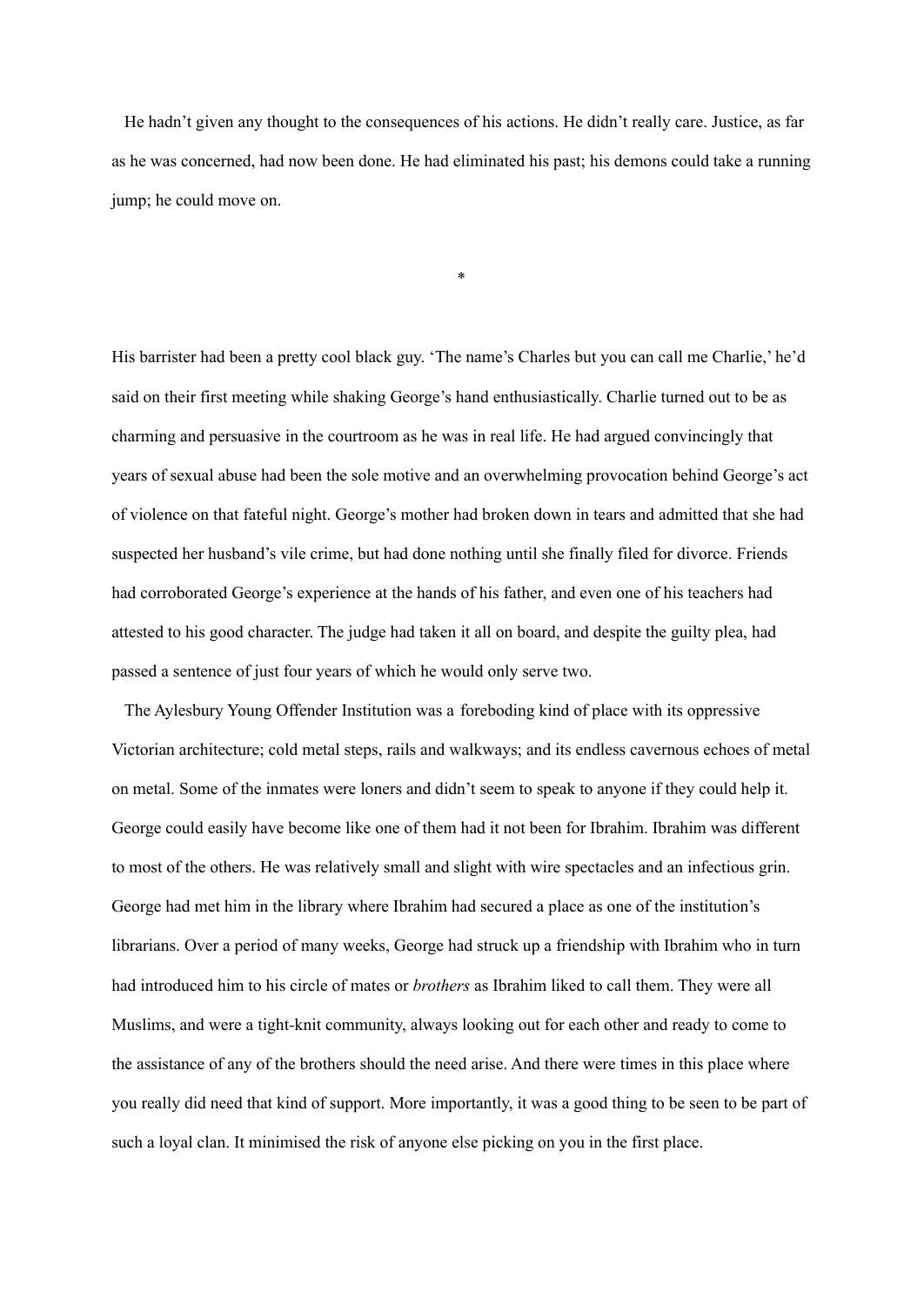He hadn't given any thought to the consequences of his actions. He didn't really care. Justice, as far as he was concerned, had now been done. He had eliminated his past; his demons could take a running jump; he could move on.

*

His barrister had been a pretty cool black guy. 'The name's Charles but you can call me Charlie,' he'd said on their first meeting while shaking George's hand enthusiastically. Charlie turned out to be as charming and persuasive in the courtroom as he was in real life. He had argued convincingly that years of sexual abuse had been the sole motive and an overwhelming provocation behind George's act of violence on that fateful night. George's mother had broken down in tears and admitted that she had suspected her husband's vile crime, but had done nothing until she finally filed for divorce. Friends had corroborated George's experience at the hands of his father, and even one of his teachers had attested to his good character. The judge had taken it all on board, and despite the guilty plea, had passed a sentence of just four years of which he would only serve two.

The Aylesbury Young Offender Institution was a foreboding kind of place with its oppressive Victorian architecture; cold metal steps, rails and walkways; and its endless cavernous echoes of metal on metal. Some of the inmates were loners and didn't seem to speak to anyone if they could help it. George could easily have become like one of them had it not been for Ibrahim. Ibrahim was different to most of the others. He was relatively small and slight with wire spectacles and an infectious grin. George had met him in the library where Ibrahim had secured a place as one of the institution's librarians. Over a period of many weeks, George had struck up a friendship with Ibrahim who in turn had introduced him to his circle of mates or *brothers* as Ibrahim liked to call them. They were all Muslims, and were a tight-knit community, always looking out for each other and ready to come to the assistance of any of the brothers should the need arise. And there were times in this place where you really did need that kind of support. More importantly, it was a good thing to be seen to be part of such a loyal clan. It minimised the risk of anyone else picking on you in the first place.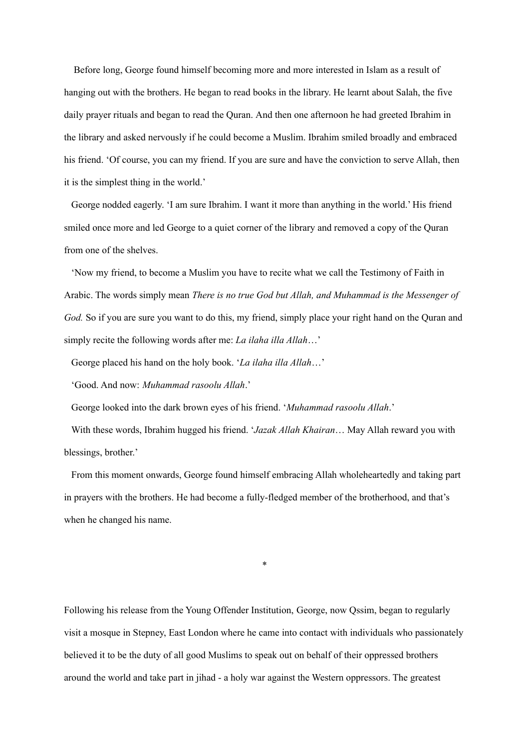Before long, George found himself becoming more and more interested in Islam as a result of hanging out with the brothers. He began to read books in the library. He learnt about Salah, the five daily prayer rituals and began to read the Quran. And then one afternoon he had greeted Ibrahim in the library and asked nervously if he could become a Muslim. Ibrahim smiled broadly and embraced his friend. 'Of course, you can my friend. If you are sure and have the conviction to serve Allah, then it is the simplest thing in the world.'

George nodded eagerly. 'I am sure Ibrahim. I want it more than anything in the world.' His friend smiled once more and led George to a quiet corner of the library and removed a copy of the Quran from one of the shelves.

'Now my friend, to become a Muslim you have to recite what we call the Testimony of Faith in Arabic. The words simply mean *There is no true God but Allah, and Muhammad is the Messenger of God.* So if you are sure you want to do this, my friend, simply place your right hand on the Quran and simply recite the following words after me: *La ilaha illa Allah*…'

George placed his hand on the holy book. '*La ilaha illa Allah*…'

'Good. And now: *Muhammad rasoolu Allah*.'

George looked into the dark brown eyes of his friend. '*Muhammad rasoolu Allah*.'

With these words, Ibrahim hugged his friend. '*Jazak Allah Khairan*… May Allah reward you with blessings, brother.'

From this moment onwards, George found himself embracing Allah wholeheartedly and taking part in prayers with the brothers. He had become a fully-fledged member of the brotherhood, and that's when he changed his name.

*

Following his release from the Young Offender Institution, George, now Qssim, began to regularly visit a mosque in Stepney, East London where he came into contact with individuals who passionately believed it to be the duty of all good Muslims to speak out on behalf of their oppressed brothers around the world and take part in jihad - a holy war against the Western oppressors. The greatest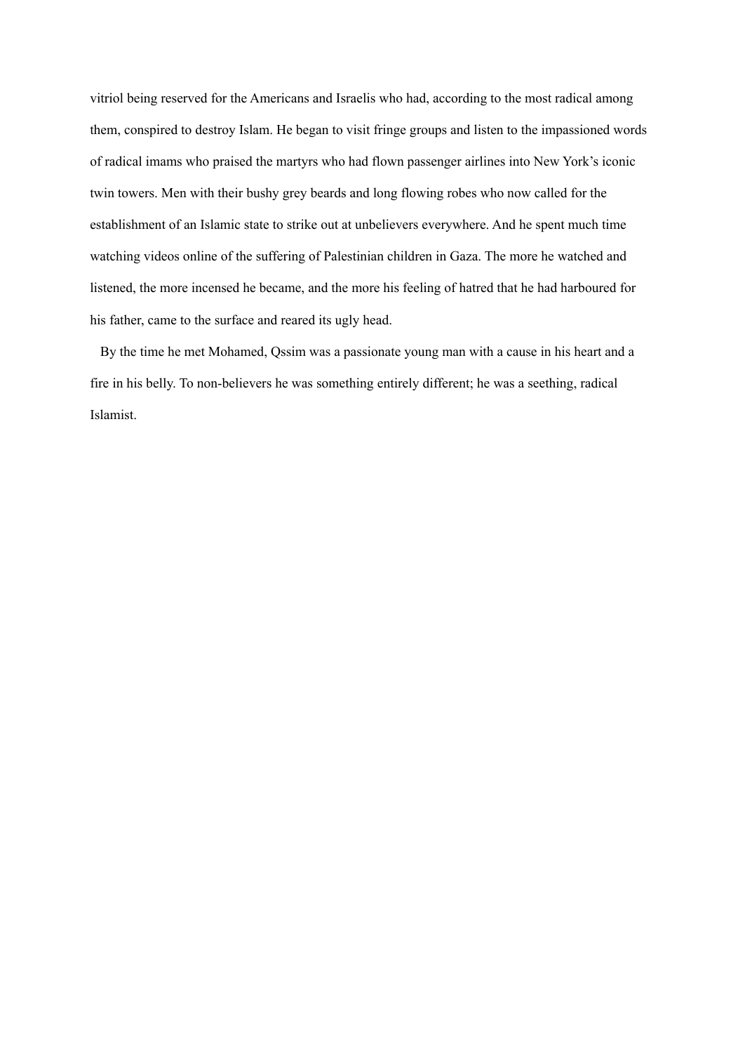vitriol being reserved for the Americans and Israelis who had, according to the most radical among them, conspired to destroy Islam. He began to visit fringe groups and listen to the impassioned words of radical imams who praised the martyrs who had flown passenger airlines into New York's iconic twin towers. Men with their bushy grey beards and long flowing robes who now called for the establishment of an Islamic state to strike out at unbelievers everywhere. And he spent much time watching videos online of the suffering of Palestinian children in Gaza. The more he watched and listened, the more incensed he became, and the more his feeling of hatred that he had harboured for his father, came to the surface and reared its ugly head.

By the time he met Mohamed, Qssim was a passionate young man with a cause in his heart and a fire in his belly. To non-believers he was something entirely different; he was a seething, radical Islamist.